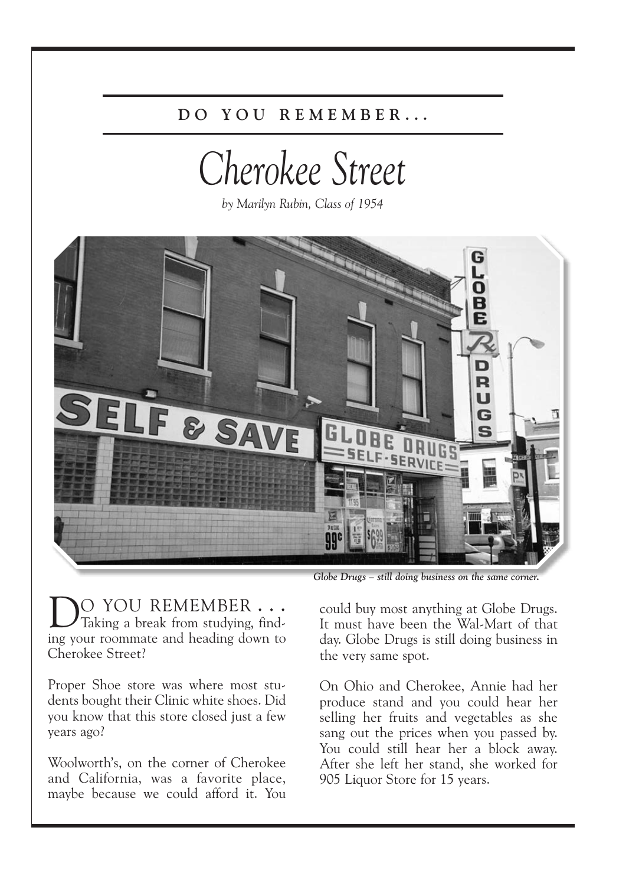DO YOU REMEMBER...

# Cherokee Street

*by Marilyn Rubin, Class of 1954*

*Globe Drugs – still doing business on the same corner.*

DO YOU REMEMBER . . . Taking a break from studying, finding your roommate and heading down to Cherokee Street?

Proper Shoe store was where most students bought their Clinic white shoes. Did you know that this store closed just a few years ago?

Woolworth's, on the corner of Cherokee and California, was a favorite place, maybe because we could afford it. You could buy most anything at Globe Drugs. It must have been the Wal-Mart of that day. Globe Drugs is still doing business in the very same spot.

On Ohio and Cherokee, Annie had her produce stand and you could hear her selling her fruits and vegetables as she sang out the prices when you passed by. You could still hear her a block away. After she left her stand, she worked for 905 Liquor Store for 15 years.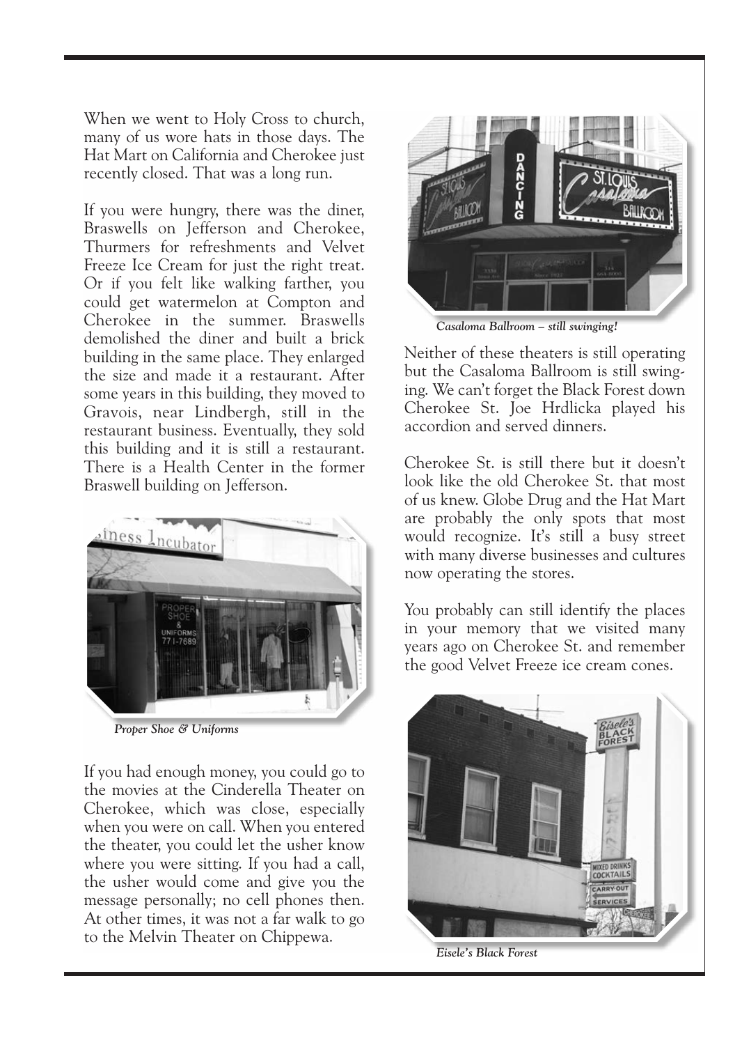When we went to Holy Cross to church, many of us wore hats in those days. The Hat Mart on California and Cherokee just recently closed. That was a long run.

If you were hungry, there was the diner, Braswells on Jefferson and Cherokee, Thurmers for refreshments and Velvet Freeze Ice Cream for just the right treat. Or if you felt like walking farther, you could get watermelon at Compton and Cherokee in the summer. Braswells demolished the diner and built a brick building in the same place. They enlarged the size and made it a restaurant. After some years in this building, they moved to Gravois, near Lindbergh, still in the restaurant business. Eventually, they sold this building and it is still a restaurant. There is a Health Center in the former Braswell building on Jefferson.

*Proper Shoe & Uniforms*

If you had enough money, you could go to the movies at the Cinderella Theater on Cherokee, which was close, especially when you were on call. When you entered the theater, you could let the usher know where you were sitting. If you had a call, the usher would come and give you the message personally; no cell phones then. At other times, it was not a far walk to go to the Melvin Theater on Chippewa.

*Casaloma Ballroom – still swinging!*

Neither of these theaters is still operating but the Casaloma Ballroom is still swinging. We can't forget the Black Forest down Cherokee St. Joe Hrdlicka played his accordion and served dinners.

Cherokee St. is still there but it doesn't look like the old Cherokee St. that most of us knew. Globe Drug and the Hat Mart are probably the only spots that most would recognize. It's still a busy street with many diverse businesses and cultures now operating the stores.

You probably can still identify the places in your memory that we visited many years ago on Cherokee St. and remember the good Velvet Freeze ice cream cones.

*Eisele's Black Forest*